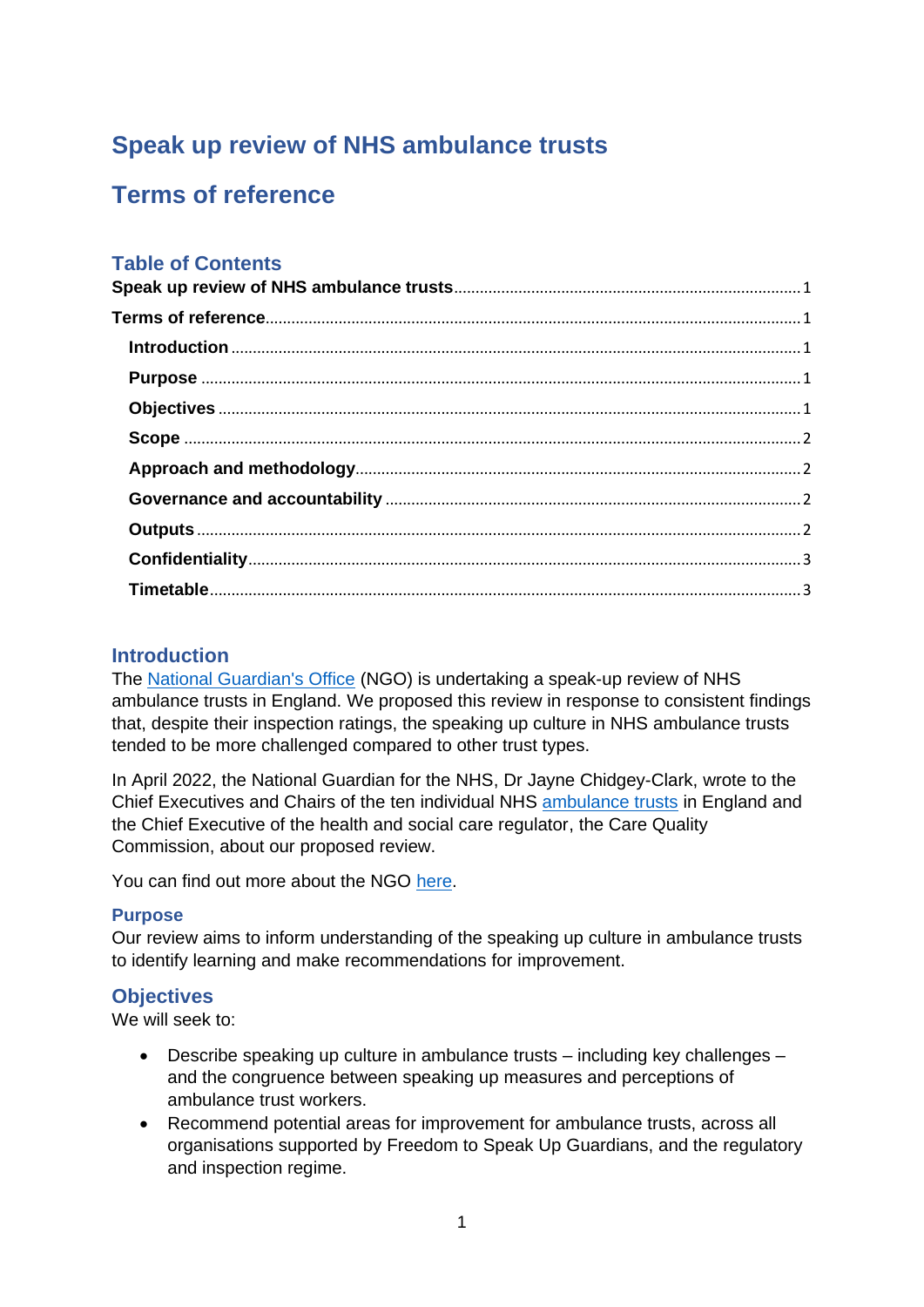# Speak up review of NHS ambulance trusts

# Terms of reference

## Table of Contents

**Speak up review of NHS ambulance trusts** ........ 1

**Terms of reference** ........ 1

- **Introduction** ........ 1
- **Purpose** ........ 1
- **Objectives** ........ 1
- **Scope** ........ 2
- **Approach and methodology** ........ 2
- **Governance and accountability** ........ 2
- **Outputs** ........ 2
- **Confidentiality** ........ 3
- **Timetable** ........ 3

## Introduction

The National Guardian's Office (NGO) is undertaking a speak-up review of NHS ambulance trusts in England. We proposed this review in response to consistent findings that, despite their inspection ratings, the speaking up culture in NHS ambulance trusts tended to be more challenged compared to other trust types.

In April 2022, the National Guardian for the NHS, Dr Jayne Chidgey-Clark, wrote to the Chief Executives and Chairs of the ten individual NHS ambulance trusts in England and the Chief Executive of the health and social care regulator, the Care Quality Commission, about our proposed review.

You can find out more about the NGO here.

### Purpose

Our review aims to inform understanding of the speaking up culture in ambulance trusts to identify learning and make recommendations for improvement.

## Objectives

We will seek to:

- Describe speaking up culture in ambulance trusts – including key challenges – and the congruence between speaking up measures and perceptions of ambulance trust workers.
- Recommend potential areas for improvement for ambulance trusts, across all organisations supported by Freedom to Speak Up Guardians, and the regulatory and inspection regime.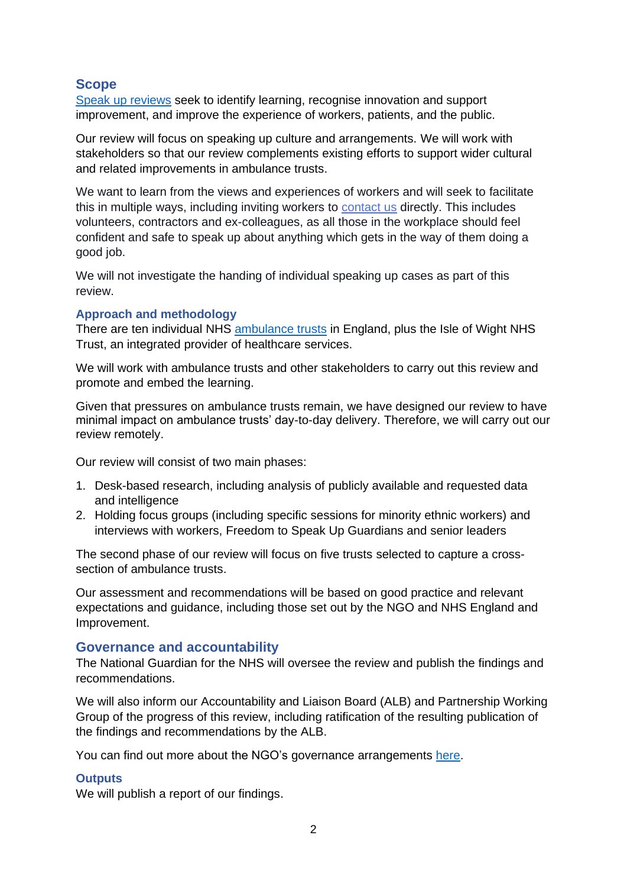## Scope

Speak up reviews seek to identify learning, recognise innovation and support improvement, and improve the experience of workers, patients, and the public.

Our review will focus on speaking up culture and arrangements. We will work with stakeholders so that our review complements existing efforts to support wider cultural and related improvements in ambulance trusts.

We want to learn from the views and experiences of workers and will seek to facilitate this in multiple ways, including inviting workers to contact us directly. This includes volunteers, contractors and ex-colleagues, as all those in the workplace should feel confident and safe to speak up about anything which gets in the way of them doing a good job.

We will not investigate the handing of individual speaking up cases as part of this review.

### Approach and methodology

There are ten individual NHS ambulance trusts in England, plus the Isle of Wight NHS Trust, an integrated provider of healthcare services.

We will work with ambulance trusts and other stakeholders to carry out this review and promote and embed the learning.

Given that pressures on ambulance trusts remain, we have designed our review to have minimal impact on ambulance trusts' day-to-day delivery. Therefore, we will carry out our review remotely.

Our review will consist of two main phases:

1. Desk-based research, including analysis of publicly available and requested data and intelligence
2. Holding focus groups (including specific sessions for minority ethnic workers) and interviews with workers, Freedom to Speak Up Guardians and senior leaders

The second phase of our review will focus on five trusts selected to capture a cross-section of ambulance trusts.

Our assessment and recommendations will be based on good practice and relevant expectations and guidance, including those set out by the NGO and NHS England and Improvement.

## Governance and accountability

The National Guardian for the NHS will oversee the review and publish the findings and recommendations.

We will also inform our Accountability and Liaison Board (ALB) and Partnership Working Group of the progress of this review, including ratification of the resulting publication of the findings and recommendations by the ALB.

You can find out more about the NGO's governance arrangements here.

### Outputs

We will publish a report of our findings.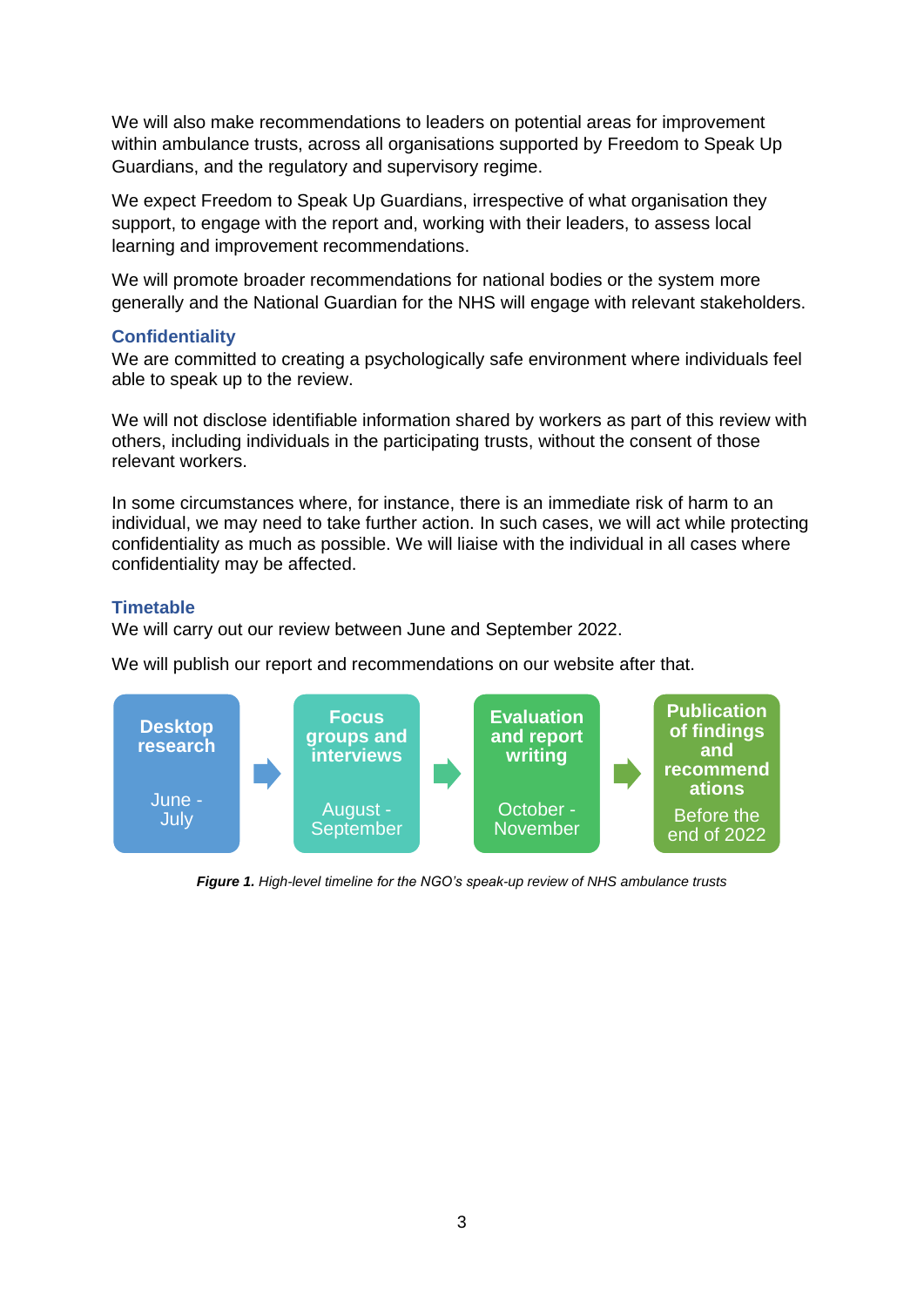We will also make recommendations to leaders on potential areas for improvement within ambulance trusts, across all organisations supported by Freedom to Speak Up Guardians, and the regulatory and supervisory regime.

We expect Freedom to Speak Up Guardians, irrespective of what organisation they support, to engage with the report and, working with their leaders, to assess local learning and improvement recommendations.

We will promote broader recommendations for national bodies or the system more generally and the National Guardian for the NHS will engage with relevant stakeholders.

### Confidentiality

We are committed to creating a psychologically safe environment where individuals feel able to speak up to the review.

We will not disclose identifiable information shared by workers as part of this review with others, including individuals in the participating trusts, without the consent of those relevant workers.

In some circumstances where, for instance, there is an immediate risk of harm to an individual, we may need to take further action. In such cases, we will act while protecting confidentiality as much as possible. We will liaise with the individual in all cases where confidentiality may be affected.

### Timetable

We will carry out our review between June and September 2022.

We will publish our report and recommendations on our website after that.

**Desktop research**
June - July

**Focus groups and interviews**
August - September

**Evaluation and report writing**
October - November

**Publication of findings and recommendations**
Before the end of 2022

***Figure 1.*** *High-level timeline for the NGO's speak-up review of NHS ambulance trusts*